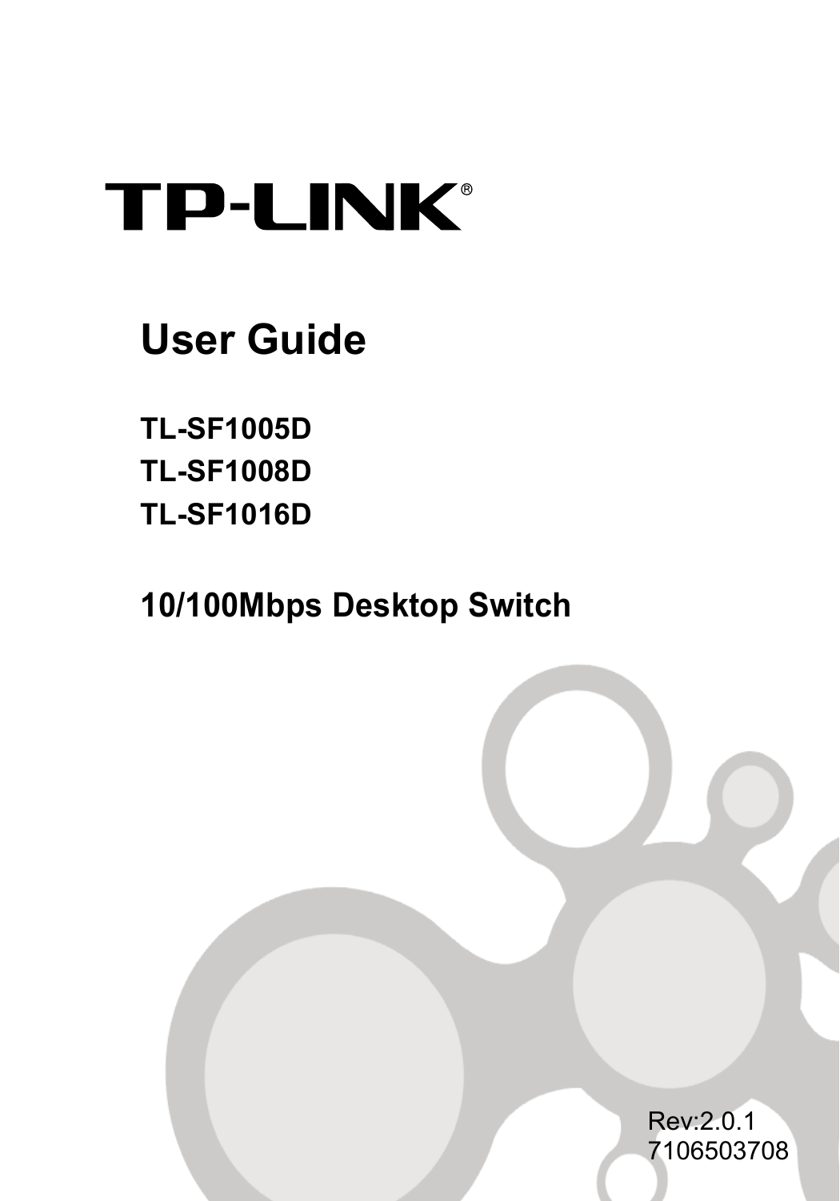# TP-LINK®

## User Guide

**TL-SF1005D**
**TL-SF1008D**
**TL-SF1016D**

**10/100Mbps Desktop Switch**

Rev:2.0.1
7106503708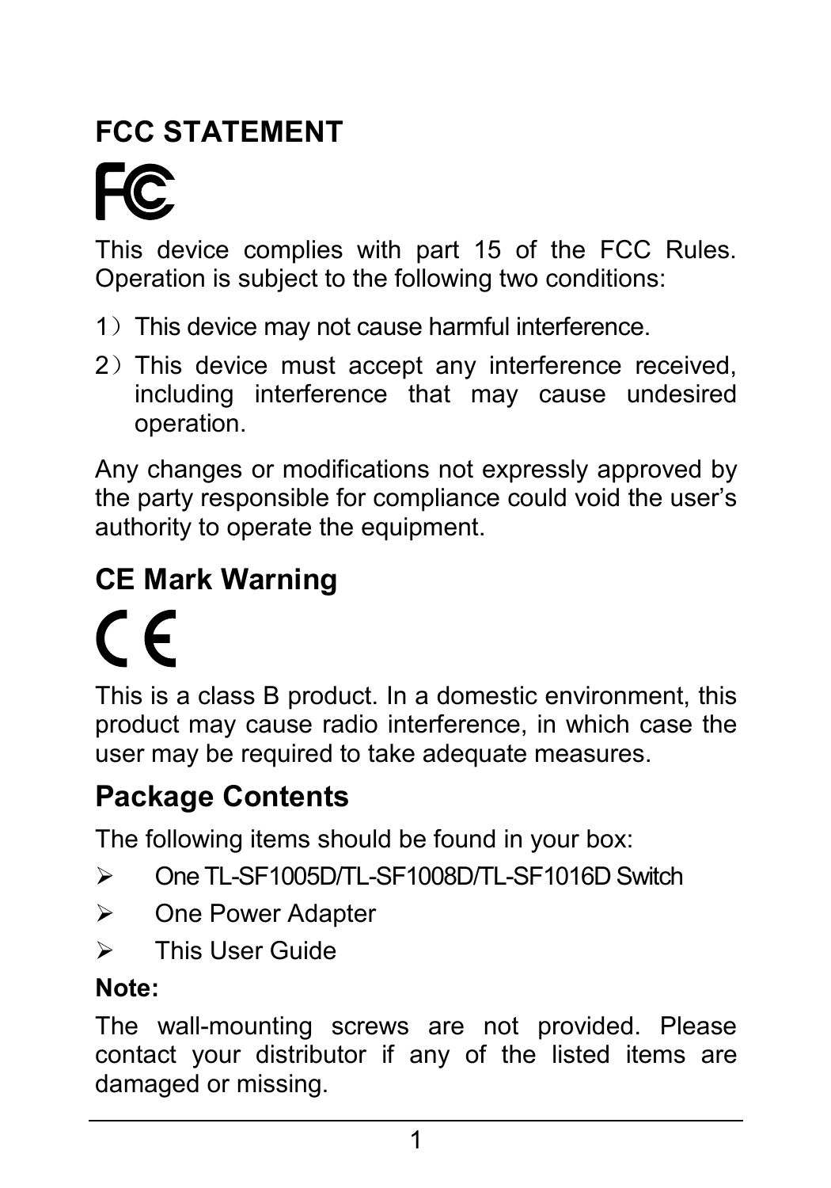## FCC STATEMENT

This device complies with part 15 of the FCC Rules. Operation is subject to the following two conditions:

1）This device may not cause harmful interference.

2）This device must accept any interference received, including interference that may cause undesired operation.

Any changes or modifications not expressly approved by the party responsible for compliance could void the user's authority to operate the equipment.

## CE Mark Warning

This is a class B product. In a domestic environment, this product may cause radio interference, in which case the user may be required to take adequate measures.

## Package Contents

The following items should be found in your box:

- One TL-SF1005D/TL-SF1008D/TL-SF1016D Switch
- One Power Adapter
- This User Guide

**Note:**

The wall-mounting screws are not provided. Please contact your distributor if any of the listed items are damaged or missing.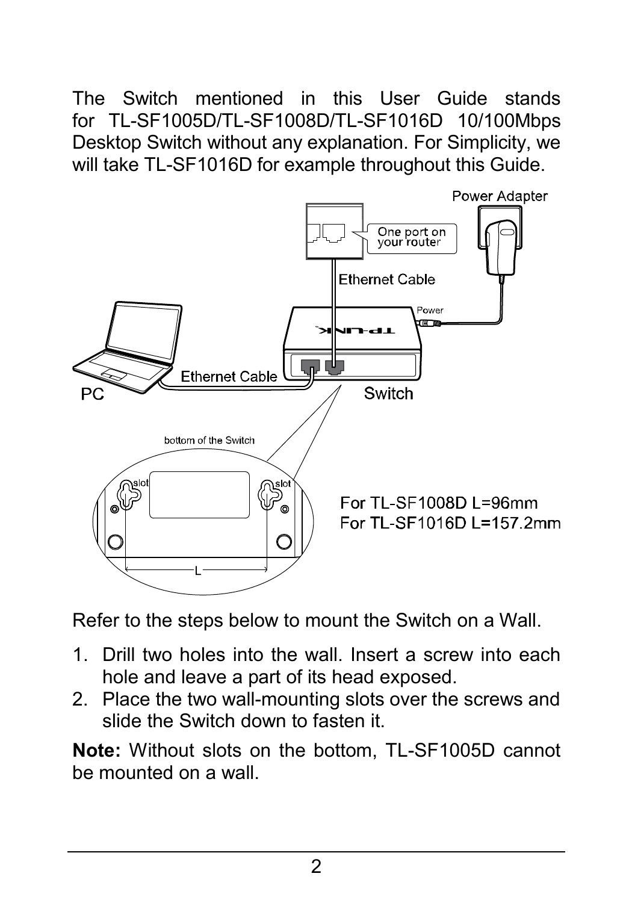The Switch mentioned in this User Guide stands for TL-SF1005D/TL-SF1008D/TL-SF1016D 10/100Mbps Desktop Switch without any explanation. For Simplicity, we will take TL-SF1016D for example throughout this Guide.

For TL-SF1008D L=96mm
For TL-SF1016D L=157.2mm

Refer to the steps below to mount the Switch on a Wall.

1. Drill two holes into the wall. Insert a screw into each hole and leave a part of its head exposed.
2. Place the two wall-mounting slots over the screws and slide the Switch down to fasten it.

**Note:** Without slots on the bottom, TL-SF1005D cannot be mounted on a wall.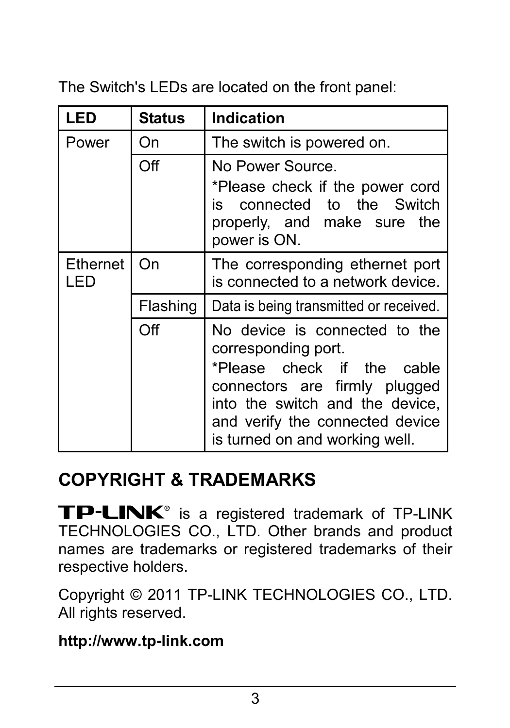The Switch's LEDs are located on the front panel:

| LED | Status | Indication |
|---|---|---|
| Power | On | The switch is powered on. |
| | Off | No Power Source.<br>*Please check if the power cord is connected to the Switch properly, and make sure the power is ON. |
| Ethernet LED | On | The corresponding ethernet port is connected to a network device. |
| | Flashing | Data is being transmitted or received. |
| | Off | No device is connected to the corresponding port.<br>*Please check if the cable connectors are firmly plugged into the switch and the device, and verify the connected device is turned on and working well. |

## COPYRIGHT & TRADEMARKS

TP-LINK® is a registered trademark of TP-LINK TECHNOLOGIES CO., LTD. Other brands and product names are trademarks or registered trademarks of their respective holders.

Copyright © 2011 TP-LINK TECHNOLOGIES CO., LTD. All rights reserved.

**http://www.tp-link.com**